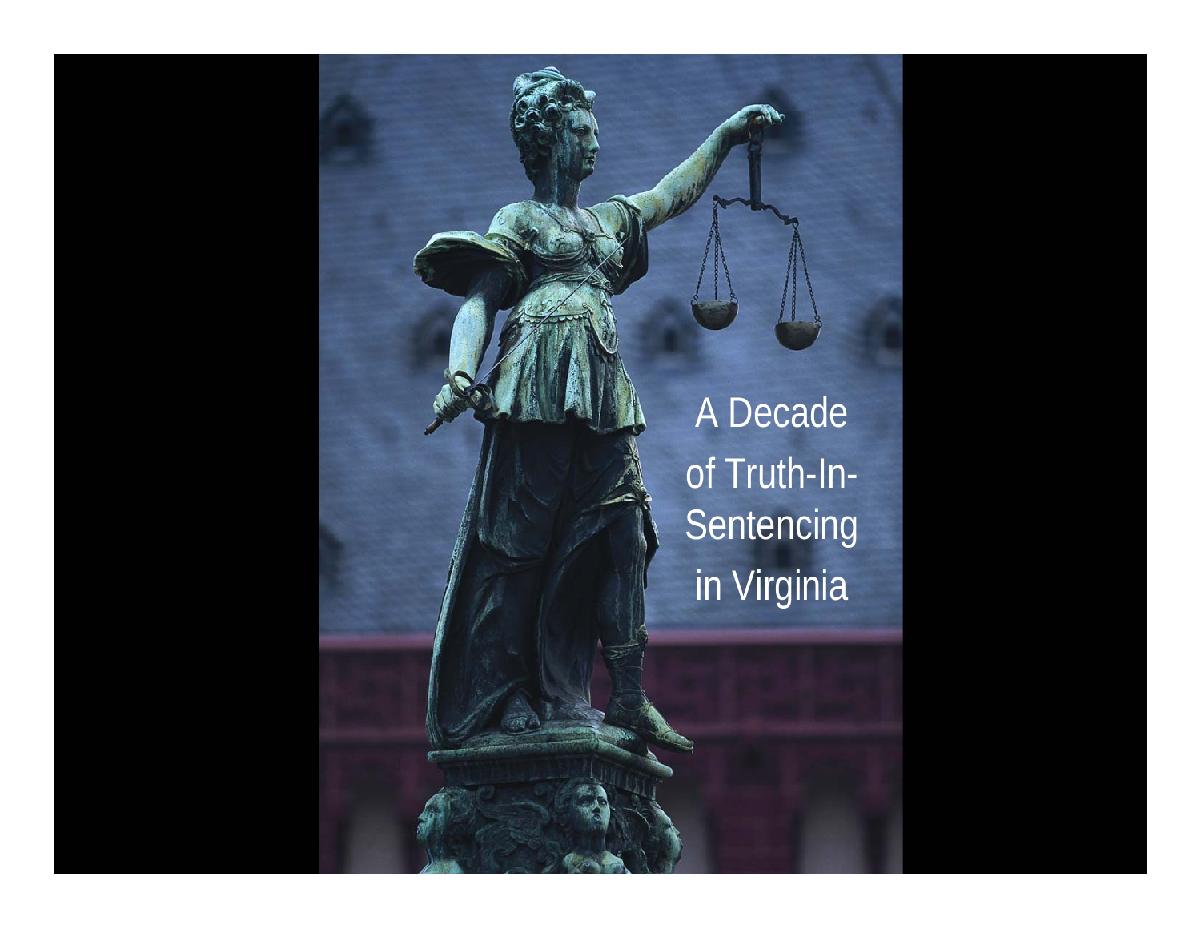# A Decade of Truth-In-Sentencing in Virginia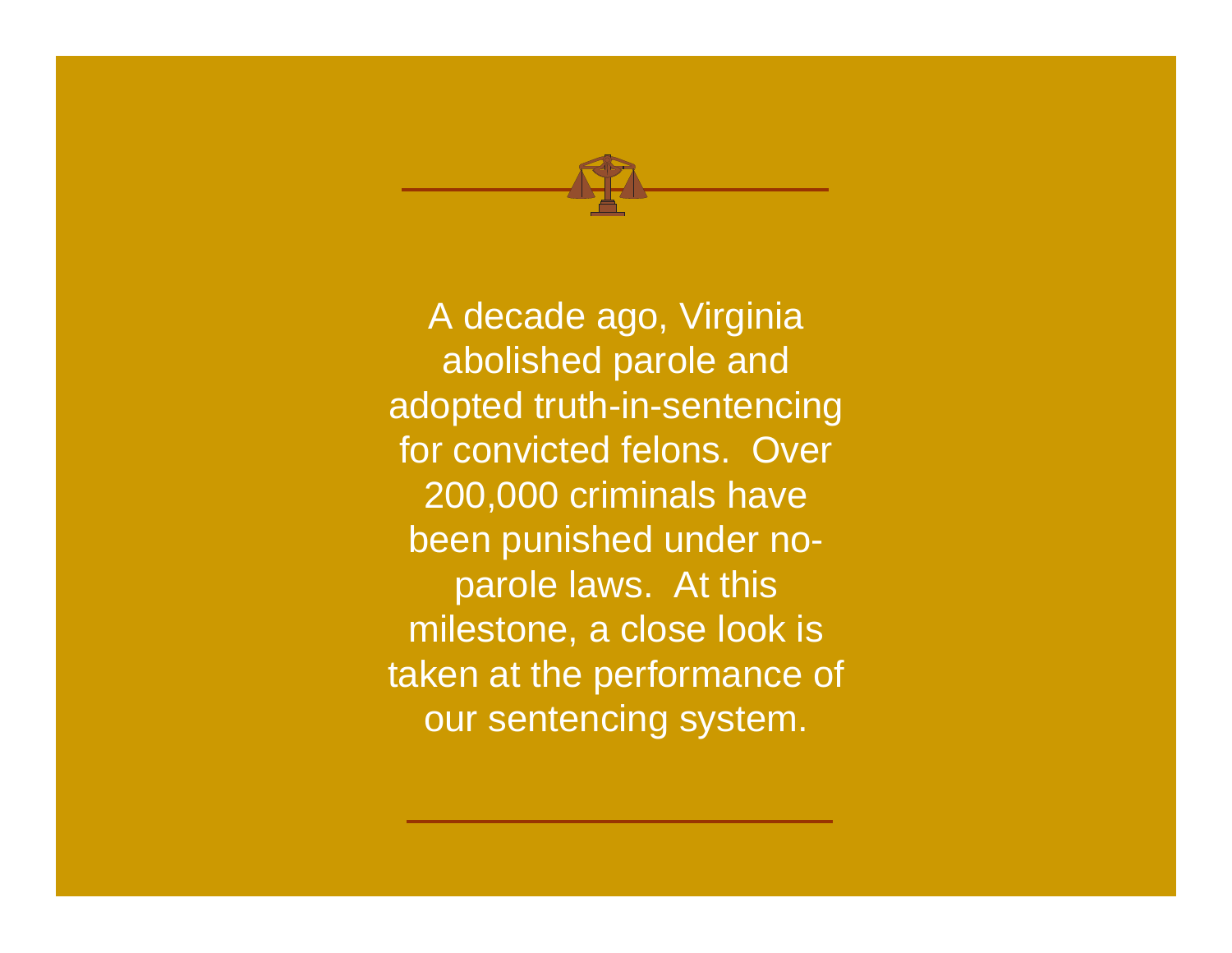A decade ago, Virginia abolished parole and adopted truth-in-sentencing for convicted felons. Over 200,000 criminals have been punished under no-parole laws. At this milestone, a close look is taken at the performance of our sentencing system.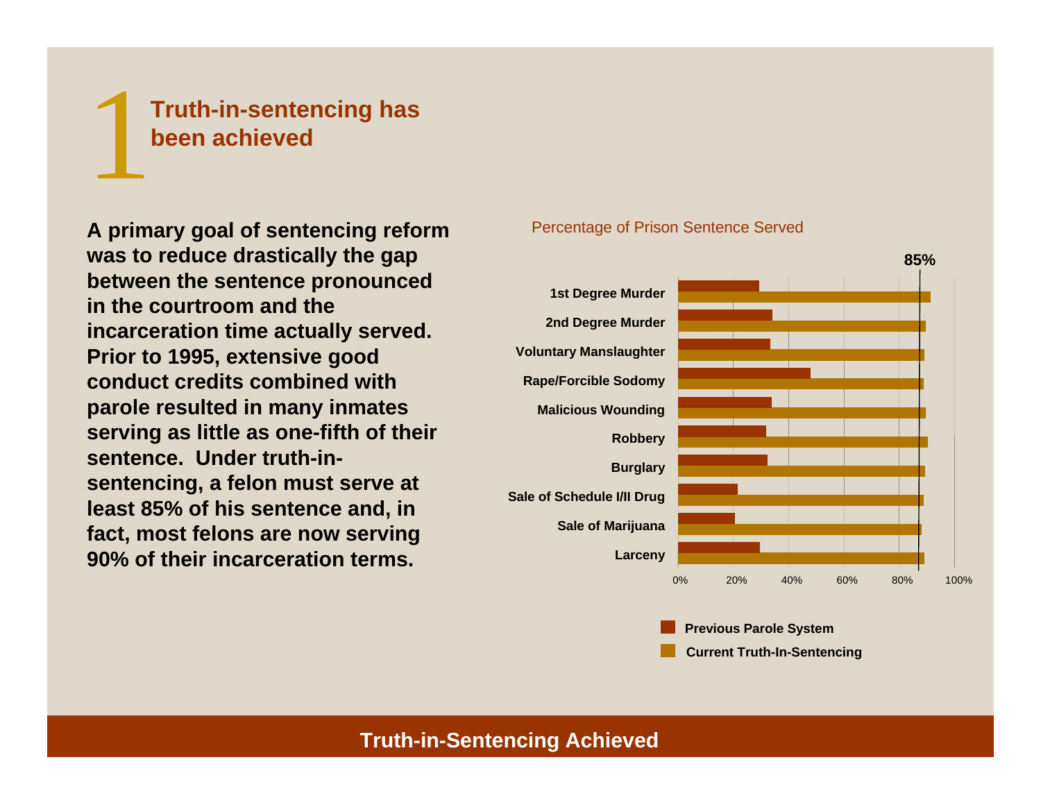# 1 Truth-in-sentencing has been achieved

**A primary goal of sentencing reform was to reduce drastically the gap between the sentence pronounced in the courtroom and the incarceration time actually served. Prior to 1995, extensive good conduct credits combined with parole resulted in many inmates serving as little as one-fifth of their sentence. Under truth-in-sentencing, a felon must serve at least 85% of his sentence and, in fact, most felons are now serving 90% of their incarceration terms.**

Percentage of Prison Sentence Served

85%

1st Degree Murder
2nd Degree Murder
Voluntary Manslaughter
Rape/Forcible Sodomy
Malicious Wounding
Robbery
Burglary
Sale of Schedule I/II Drug
Sale of Marijuana
Larceny

0% 20% 40% 60% 80% 100%

Previous Parole System
Current Truth-In-Sentencing

**Truth-in-Sentencing Achieved**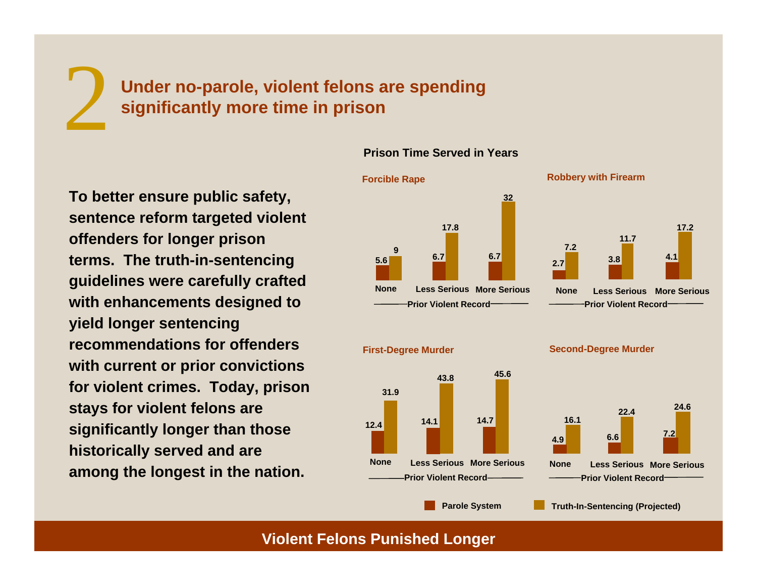# 2 Under no-parole, violent felons are spending significantly more time in prison

**To better ensure public safety, sentence reform targeted violent offenders for longer prison terms. The truth-in-sentencing guidelines were carefully crafted with enhancements designed to yield longer sentencing recommendations for offenders with current or prior convictions for violent crimes. Today, prison stays for violent felons are significantly longer than those historically served and are among the longest in the nation.**

**Prison Time Served in Years**

**Forcible Rape**

| Prior Violent Record | Parole System | Truth-In-Sentencing (Projected) |
|---|---|---|
| None | 5.6 | 9 |
| Less Serious | 6.7 | 17.8 |
| More Serious | 6.7 | 32 |

**Robbery with Firearm**

| Prior Violent Record | Parole System | Truth-In-Sentencing (Projected) |
|---|---|---|
| None | 2.7 | 7.2 |
| Less Serious | 3.8 | 11.7 |
| More Serious | 4.1 | 17.2 |

**First-Degree Murder**

| Prior Violent Record | Parole System | Truth-In-Sentencing (Projected) |
|---|---|---|
| None | 12.4 | 31.9 |
| Less Serious | 14.1 | 43.8 |
| More Serious | 14.7 | 45.6 |

**Second-Degree Murder**

| Prior Violent Record | Parole System | Truth-In-Sentencing (Projected) |
|---|---|---|
| None | 4.9 | 16.1 |
| Less Serious | 6.6 | 22.4 |
| More Serious | 7.2 | 24.6 |

**Violent Felons Punished Longer**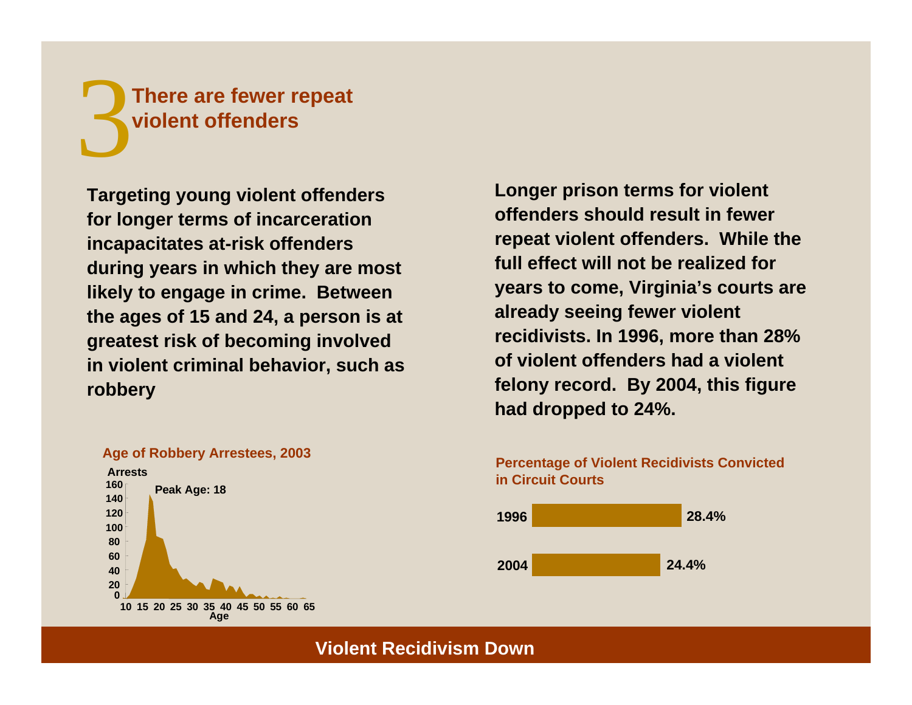# 3 There are fewer repeat violent offenders

**Targeting young violent offenders for longer terms of incarceration incapacitates at-risk offenders during years in which they are most likely to engage in crime. Between the ages of 15 and 24, a person is at greatest risk of becoming involved in violent criminal behavior, such as robbery**

**Age of Robbery Arrestees, 2003**

Arrests

Peak Age: 18

Age

**Longer prison terms for violent offenders should result in fewer repeat violent offenders. While the full effect will not be realized for years to come, Virginia's courts are already seeing fewer violent recidivists. In 1996, more than 28% of violent offenders had a violent felony record. By 2004, this figure had dropped to 24%.**

**Percentage of Violent Recidivists Convicted in Circuit Courts**

| Year | Percentage |
|---|---|
| 1996 | 28.4% |
| 2004 | 24.4% |

**Violent Recidivism Down**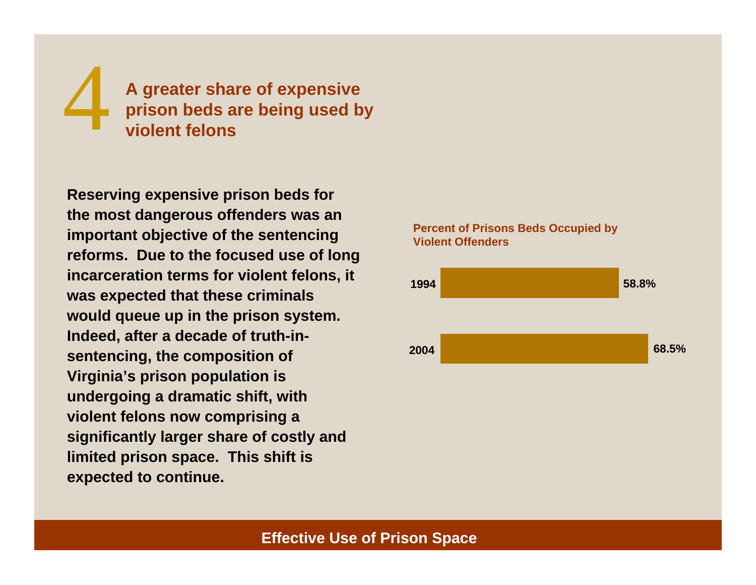# 4 A greater share of expensive prison beds are being used by violent felons

**Reserving expensive prison beds for the most dangerous offenders was an important objective of the sentencing reforms. Due to the focused use of long incarceration terms for violent felons, it was expected that these criminals would queue up in the prison system. Indeed, after a decade of truth-in-sentencing, the composition of Virginia's prison population is undergoing a dramatic shift, with violent felons now comprising a significantly larger share of costly and limited prison space. This shift is expected to continue.**

**Percent of Prisons Beds Occupied by Violent Offenders**

| Year | Percent |
| --- | --- |
| 1994 | 58.8% |
| 2004 | 68.5% |

**Effective Use of Prison Space**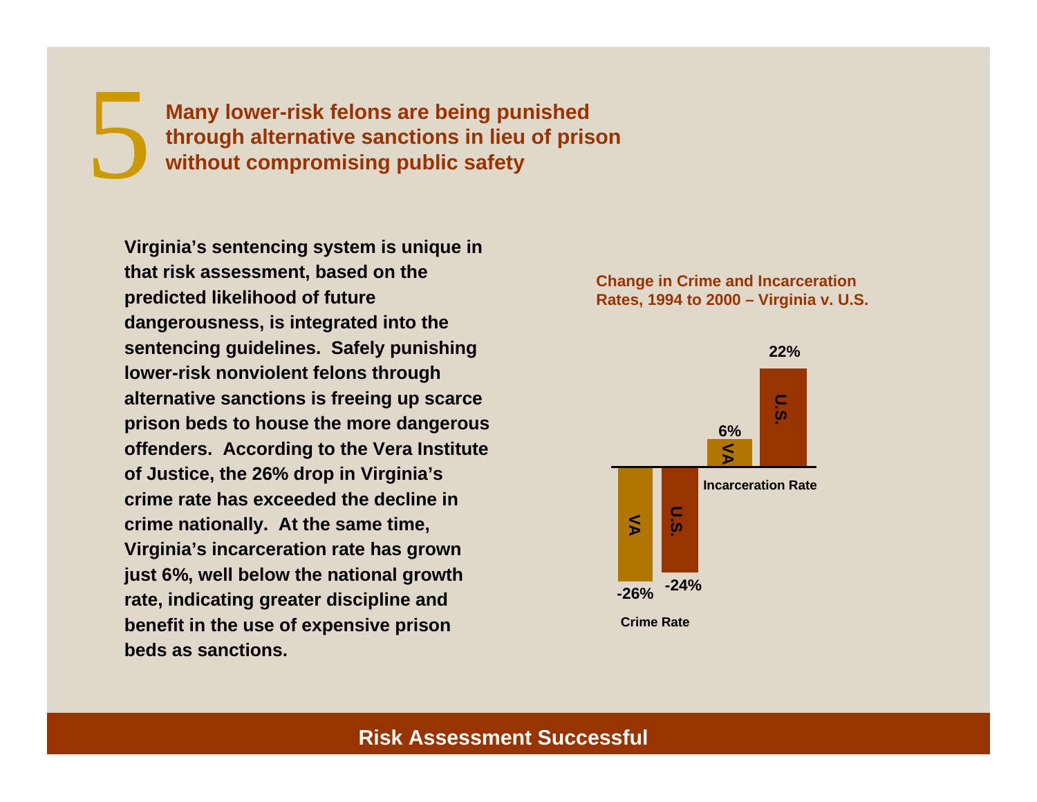# 5 Many lower-risk felons are being punished through alternative sanctions in lieu of prison without compromising public safety

**Virginia's sentencing system is unique in that risk assessment, based on the predicted likelihood of future dangerousness, is integrated into the sentencing guidelines. Safely punishing lower-risk nonviolent felons through alternative sanctions is freeing up scarce prison beds to house the more dangerous offenders. According to the Vera Institute of Justice, the 26% drop in Virginia's crime rate has exceeded the decline in crime nationally. At the same time, Virginia's incarceration rate has grown just 6%, well below the national growth rate, indicating greater discipline and benefit in the use of expensive prison beds as sanctions.**

**Change in Crime and Incarceration Rates, 1994 to 2000 – Virginia v. U.S.**

| | VA | U.S. |
|---|---|---|
| Crime Rate | -26% | -24% |
| Incarceration Rate | 6% | 22% |

**Risk Assessment Successful**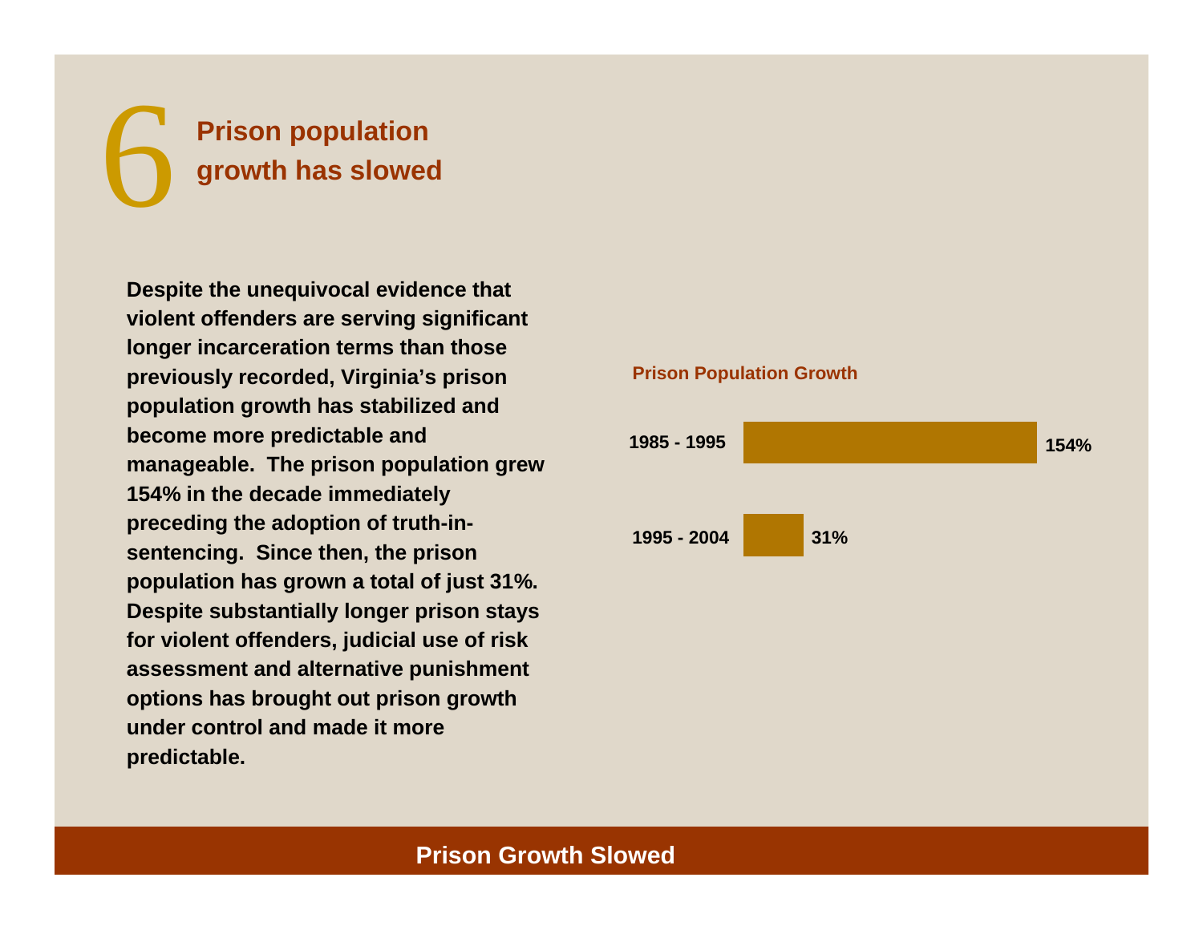# 6 Prison population growth has slowed

**Despite the unequivocal evidence that violent offenders are serving significant longer incarceration terms than those previously recorded, Virginia's prison population growth has stabilized and become more predictable and manageable. The prison population grew 154% in the decade immediately preceding the adoption of truth-in-sentencing. Since then, the prison population has grown a total of just 31%. Despite substantially longer prison stays for violent offenders, judicial use of risk assessment and alternative punishment options has brought out prison growth under control and made it more predictable.**

**Prison Population Growth**

| Period | Growth |
|---|---|
| 1985 - 1995 | 154% |
| 1995 - 2004 | 31% |

**Prison Growth Slowed**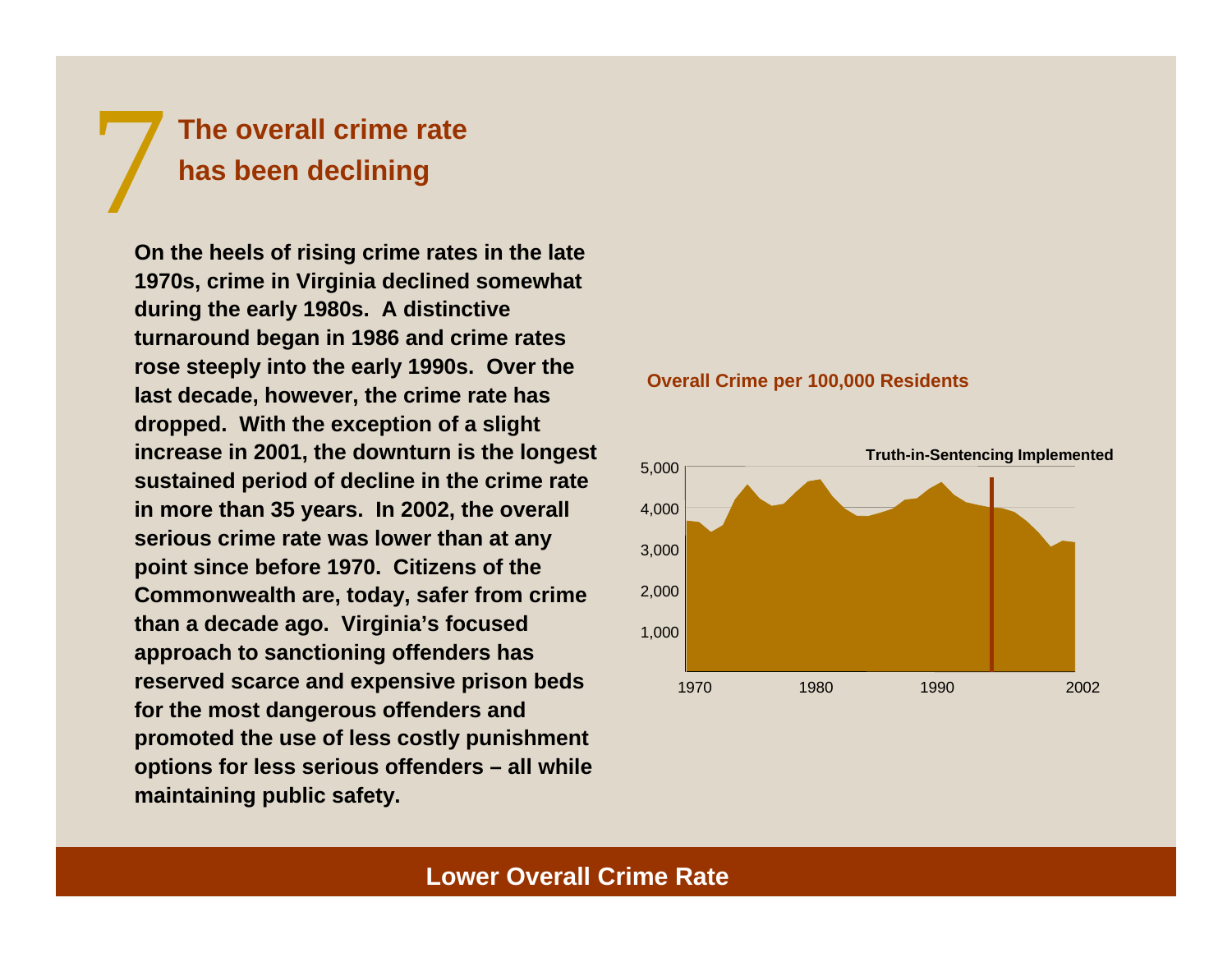# 7 The overall crime rate has been declining

**On the heels of rising crime rates in the late 1970s, crime in Virginia declined somewhat during the early 1980s. A distinctive turnaround began in 1986 and crime rates rose steeply into the early 1990s. Over the last decade, however, the crime rate has dropped. With the exception of a slight increase in 2001, the downturn is the longest sustained period of decline in the crime rate in more than 35 years. In 2002, the overall serious crime rate was lower than at any point since before 1970. Citizens of the Commonwealth are, today, safer from crime than a decade ago. Virginia's focused approach to sanctioning offenders has reserved scarce and expensive prison beds for the most dangerous offenders and promoted the use of less costly punishment options for less serious offenders – all while maintaining public safety.**

**Overall Crime per 100,000 Residents**

Truth-in-Sentencing Implemented

5,000
4,000
3,000
2,000
1,000

1970 1980 1990 2002

**Lower Overall Crime Rate**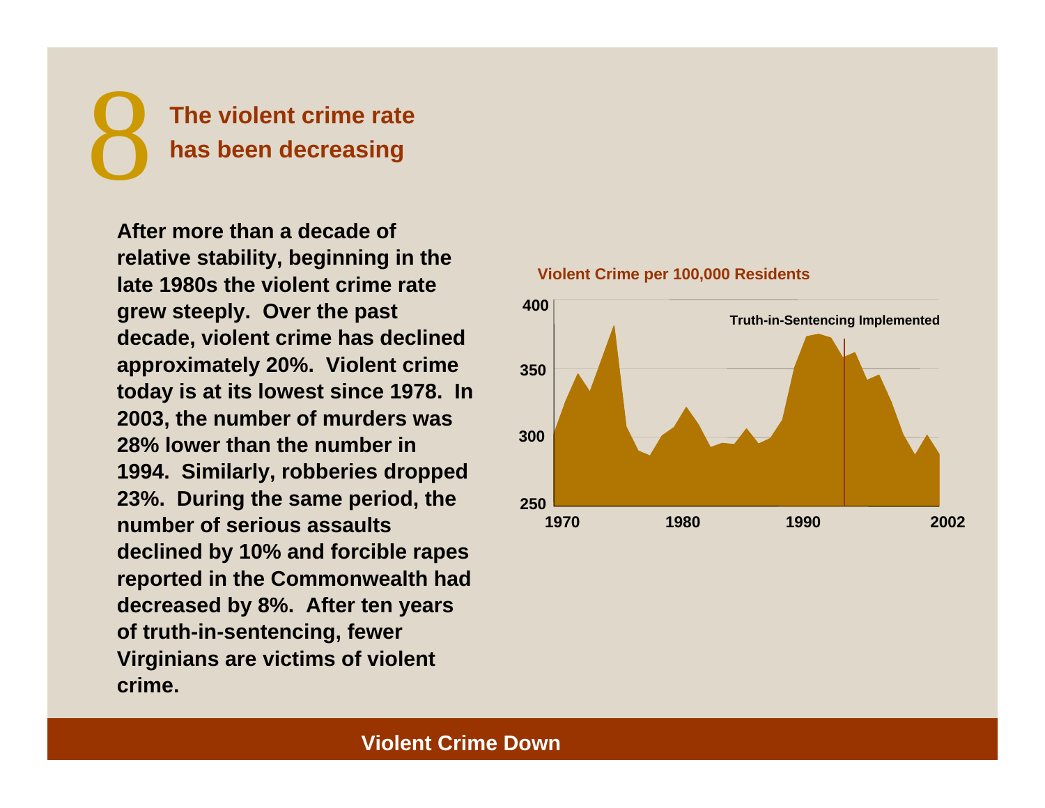# 8 The violent crime rate has been decreasing

**After more than a decade of relative stability, beginning in the late 1980s the violent crime rate grew steeply. Over the past decade, violent crime has declined approximately 20%. Violent crime today is at its lowest since 1978. In 2003, the number of murders was 28% lower than the number in 1994. Similarly, robberies dropped 23%. During the same period, the number of serious assaults declined by 10% and forcible rapes reported in the Commonwealth had decreased by 8%. After ten years of truth-in-sentencing, fewer Virginians are victims of violent crime.**

**Violent Crime per 100,000 Residents**

400
350
300
250

Truth-in-Sentencing Implemented

1970 1980 1990 2002

**Violent Crime Down**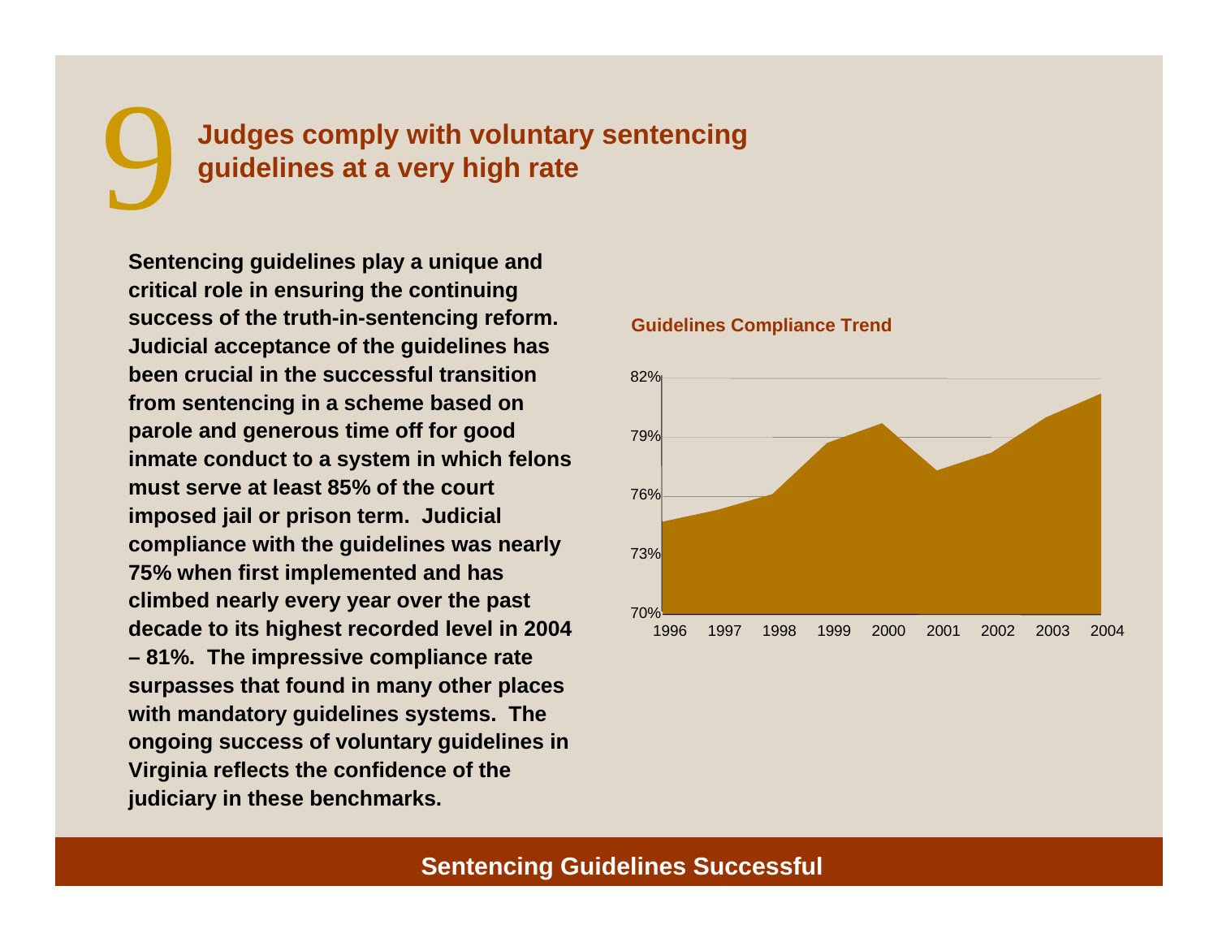# 9 Judges comply with voluntary sentencing guidelines at a very high rate

**Sentencing guidelines play a unique and critical role in ensuring the continuing success of the truth-in-sentencing reform. Judicial acceptance of the guidelines has been crucial in the successful transition from sentencing in a scheme based on parole and generous time off for good inmate conduct to a system in which felons must serve at least 85% of the court imposed jail or prison term. Judicial compliance with the guidelines was nearly 75% when first implemented and has climbed nearly every year over the past decade to its highest recorded level in 2004 – 81%. The impressive compliance rate surpasses that found in many other places with mandatory guidelines systems. The ongoing success of voluntary guidelines in Virginia reflects the confidence of the judiciary in these benchmarks.**

**Guidelines Compliance Trend**

82%
79%
76%
73%
70%

1996 1997 1998 1999 2000 2001 2002 2003 2004

**Sentencing Guidelines Successful**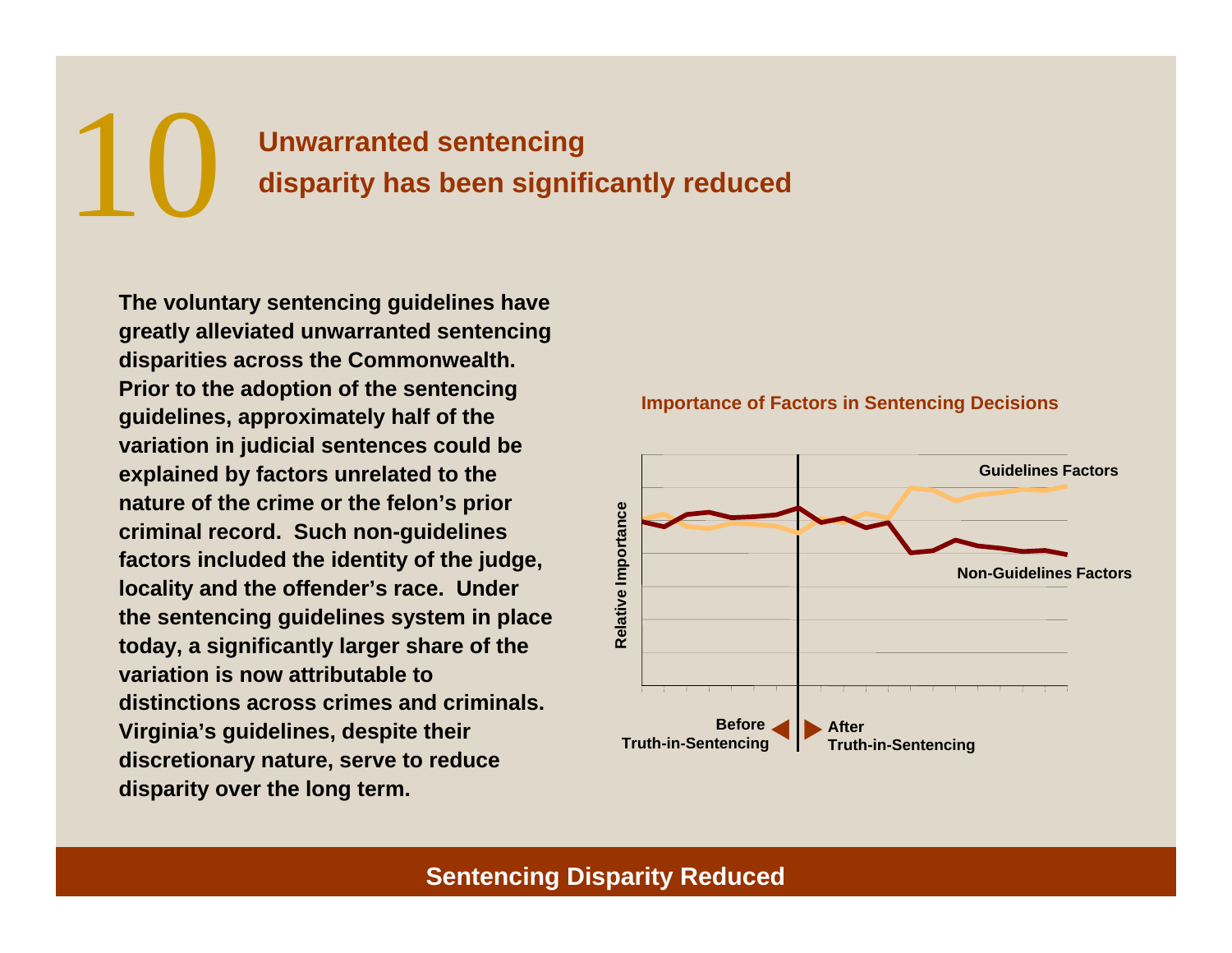# 10 Unwarranted sentencing disparity has been significantly reduced

**The voluntary sentencing guidelines have greatly alleviated unwarranted sentencing disparities across the Commonwealth. Prior to the adoption of the sentencing guidelines, approximately half of the variation in judicial sentences could be explained by factors unrelated to the nature of the crime or the felon's prior criminal record. Such non-guidelines factors included the identity of the judge, locality and the offender's race. Under the sentencing guidelines system in place today, a significantly larger share of the variation is now attributable to distinctions across crimes and criminals. Virginia's guidelines, despite their discretionary nature, serve to reduce disparity over the long term.**

**Importance of Factors in Sentencing Decisions**

Relative Importance

Guidelines Factors

Non-Guidelines Factors

Before Truth-in-Sentencing | After Truth-in-Sentencing

**Sentencing Disparity Reduced**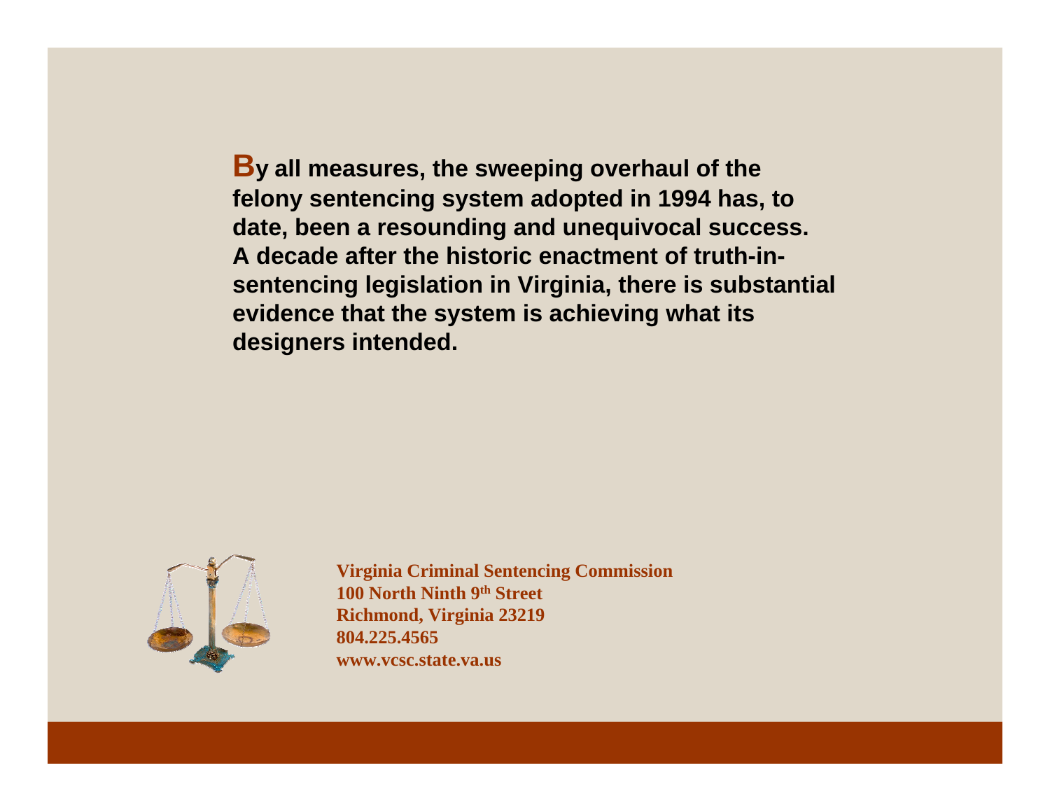**By all measures, the sweeping overhaul of the felony sentencing system adopted in 1994 has, to date, been a resounding and unequivocal success. A decade after the historic enactment of truth-in-sentencing legislation in Virginia, there is substantial evidence that the system is achieving what its designers intended.**

**Virginia Criminal Sentencing Commission**
**100 North Ninth 9th Street**
**Richmond, Virginia 23219**
**804.225.4565**
**www.vcsc.state.va.us**